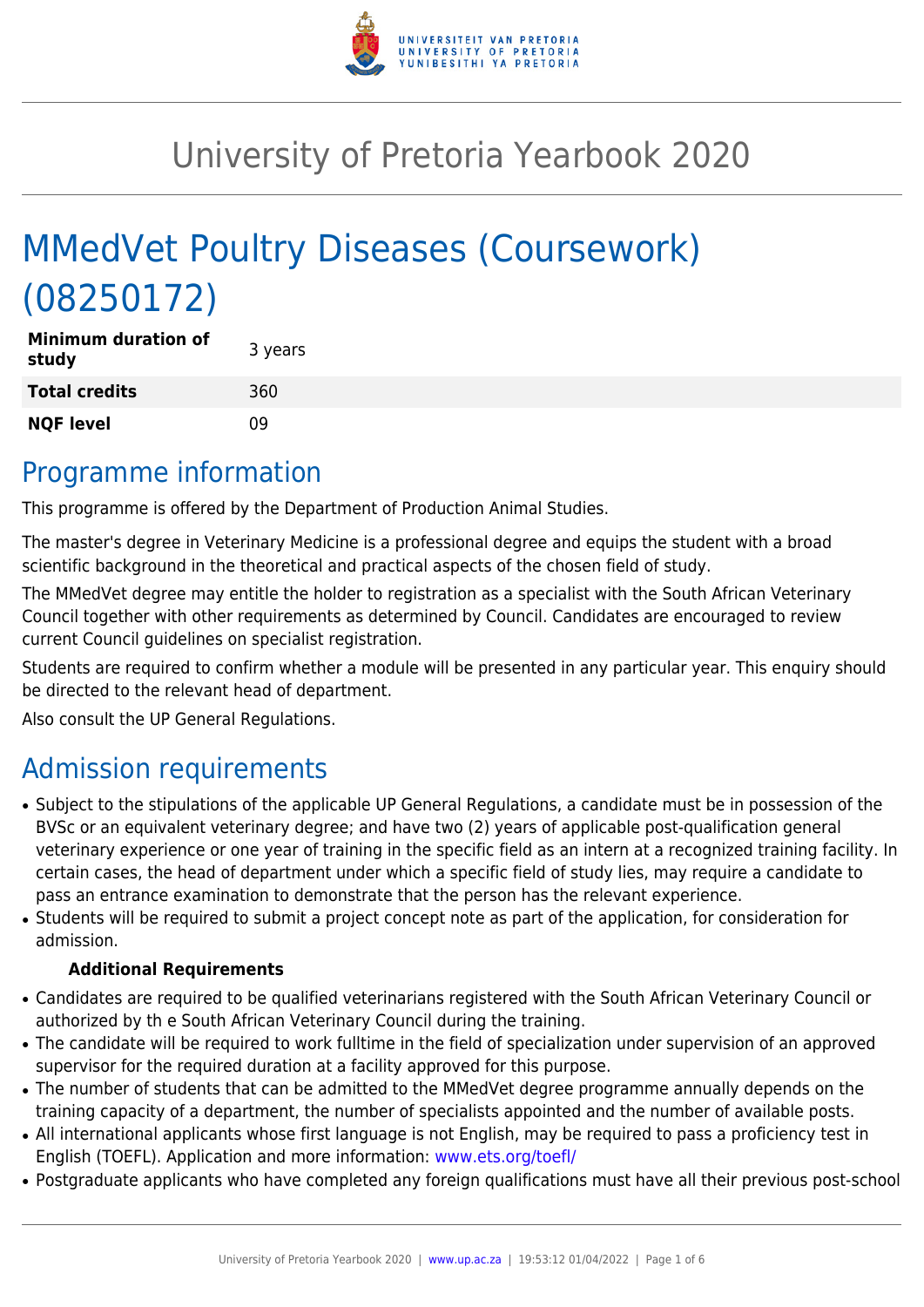# University of Pretoria Yearbook 2020

# MMedVet Poultry Diseases (Coursework) (08250172)

| | |
|---|---|
| **Minimum duration of study** | 3 years |
| **Total credits** | 360 |
| **NQF level** | 09 |

## Programme information

This programme is offered by the Department of Production Animal Studies.

The master's degree in Veterinary Medicine is a professional degree and equips the student with a broad scientific background in the theoretical and practical aspects of the chosen field of study.

The MMedVet degree may entitle the holder to registration as a specialist with the South African Veterinary Council together with other requirements as determined by Council. Candidates are encouraged to review current Council guidelines on specialist registration.

Students are required to confirm whether a module will be presented in any particular year. This enquiry should be directed to the relevant head of department.

Also consult the UP General Regulations.

## Admission requirements

- Subject to the stipulations of the applicable UP General Regulations, a candidate must be in possession of the BVSc or an equivalent veterinary degree; and have two (2) years of applicable post-qualification general veterinary experience or one year of training in the specific field as an intern at a recognized training facility. In certain cases, the head of department under which a specific field of study lies, may require a candidate to pass an entrance examination to demonstrate that the person has the relevant experience.
- Students will be required to submit a project concept note as part of the application, for consideration for admission.

**Additional Requirements**

- Candidates are required to be qualified veterinarians registered with the South African Veterinary Council or authorized by th e South African Veterinary Council during the training.
- The candidate will be required to work fulltime in the field of specialization under supervision of an approved supervisor for the required duration at a facility approved for this purpose.
- The number of students that can be admitted to the MMedVet degree programme annually depends on the training capacity of a department, the number of specialists appointed and the number of available posts.
- All international applicants whose first language is not English, may be required to pass a proficiency test in English (TOEFL). Application and more information: www.ets.org/toefl/
- Postgraduate applicants who have completed any foreign qualifications must have all their previous post-school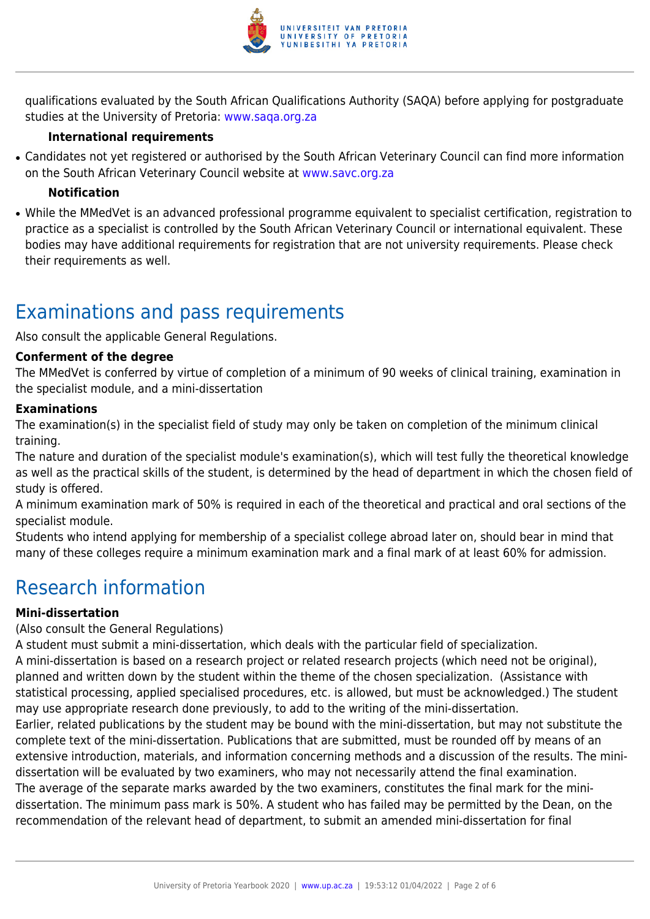qualifications evaluated by the South African Qualifications Authority (SAQA) before applying for postgraduate studies at the University of Pretoria: www.saqa.org.za

**International requirements**

- Candidates not yet registered or authorised by the South African Veterinary Council can find more information on the South African Veterinary Council website at www.savc.org.za

**Notification**

- While the MMedVet is an advanced professional programme equivalent to specialist certification, registration to practice as a specialist is controlled by the South African Veterinary Council or international equivalent. These bodies may have additional requirements for registration that are not university requirements. Please check their requirements as well.

## Examinations and pass requirements

Also consult the applicable General Regulations.

**Conferment of the degree**

The MMedVet is conferred by virtue of completion of a minimum of 90 weeks of clinical training, examination in the specialist module, and a mini-dissertation

**Examinations**

The examination(s) in the specialist field of study may only be taken on completion of the minimum clinical training.

The nature and duration of the specialist module's examination(s), which will test fully the theoretical knowledge as well as the practical skills of the student, is determined by the head of department in which the chosen field of study is offered.

A minimum examination mark of 50% is required in each of the theoretical and practical and oral sections of the specialist module.

Students who intend applying for membership of a specialist college abroad later on, should bear in mind that many of these colleges require a minimum examination mark and a final mark of at least 60% for admission.

## Research information

**Mini-dissertation**

(Also consult the General Regulations)

A student must submit a mini-dissertation, which deals with the particular field of specialization.

A mini-dissertation is based on a research project or related research projects (which need not be original), planned and written down by the student within the theme of the chosen specialization. (Assistance with statistical processing, applied specialised procedures, etc. is allowed, but must be acknowledged.) The student may use appropriate research done previously, to add to the writing of the mini-dissertation.

Earlier, related publications by the student may be bound with the mini-dissertation, but may not substitute the complete text of the mini-dissertation. Publications that are submitted, must be rounded off by means of an extensive introduction, materials, and information concerning methods and a discussion of the results. The mini-dissertation will be evaluated by two examiners, who may not necessarily attend the final examination.

The average of the separate marks awarded by the two examiners, constitutes the final mark for the mini-dissertation. The minimum pass mark is 50%. A student who has failed may be permitted by the Dean, on the recommendation of the relevant head of department, to submit an amended mini-dissertation for final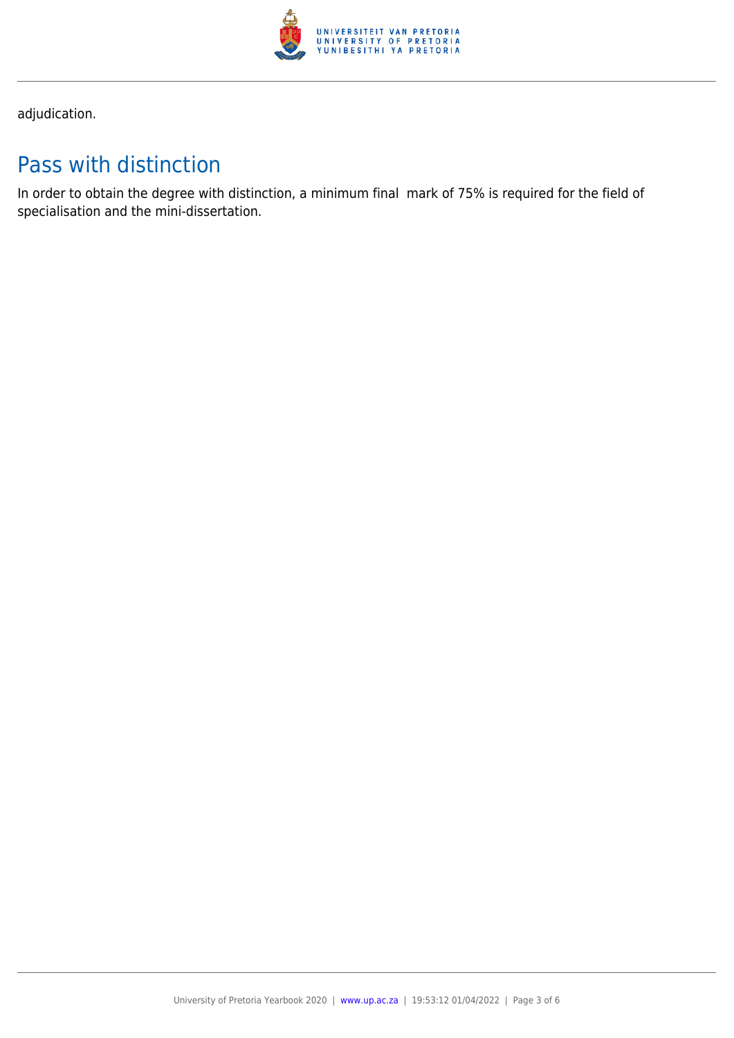adjudication.

## Pass with distinction

In order to obtain the degree with distinction, a minimum final mark of 75% is required for the field of specialisation and the mini-dissertation.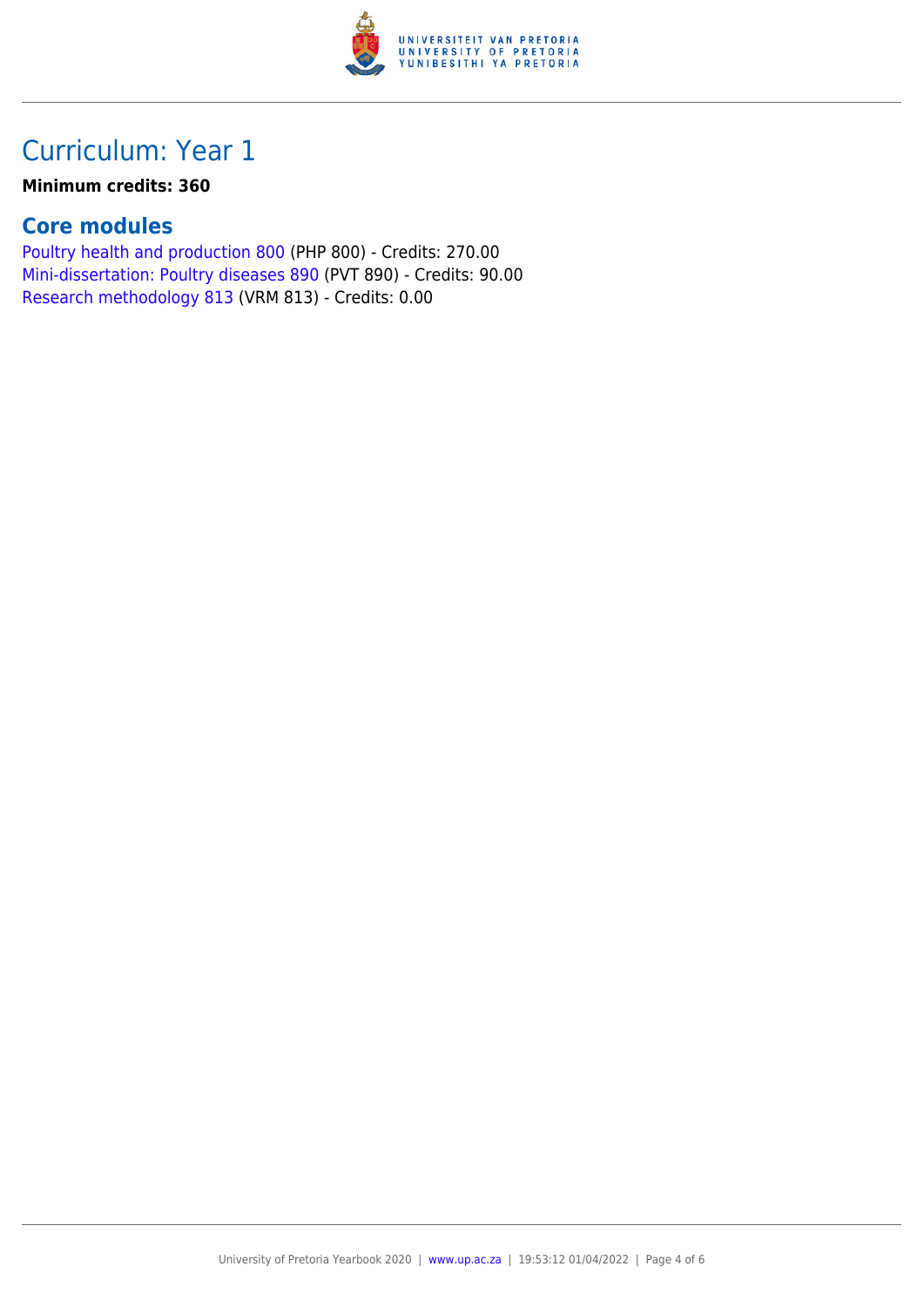# Curriculum: Year 1

**Minimum credits: 360**

## Core modules

Poultry health and production 800 (PHP 800) - Credits: 270.00
Mini-dissertation: Poultry diseases 890 (PVT 890) - Credits: 90.00
Research methodology 813 (VRM 813) - Credits: 0.00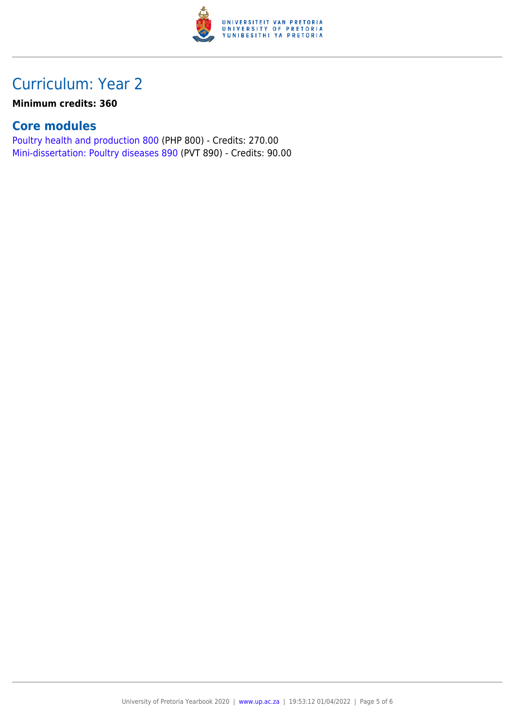# Curriculum: Year 2

**Minimum credits: 360**

## Core modules

Poultry health and production 800 (PHP 800) - Credits: 270.00
Mini-dissertation: Poultry diseases 890 (PVT 890) - Credits: 90.00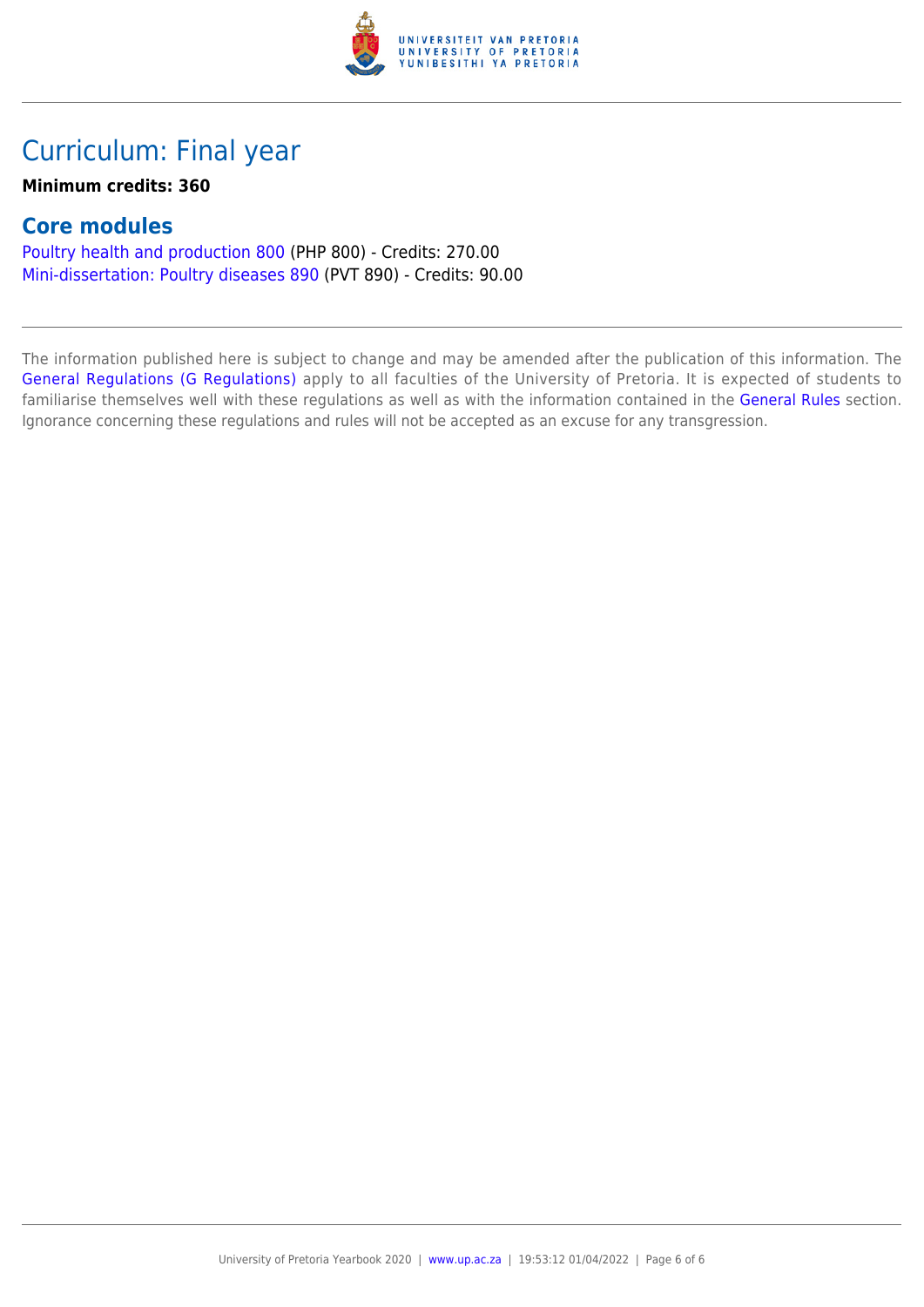## Curriculum: Final year

**Minimum credits: 360**

### Core modules

Poultry health and production 800 (PHP 800) - Credits: 270.00
Mini-dissertation: Poultry diseases 890 (PVT 890) - Credits: 90.00

The information published here is subject to change and may be amended after the publication of this information. The General Regulations (G Regulations) apply to all faculties of the University of Pretoria. It is expected of students to familiarise themselves well with these regulations as well as with the information contained in the General Rules section. Ignorance concerning these regulations and rules will not be accepted as an excuse for any transgression.